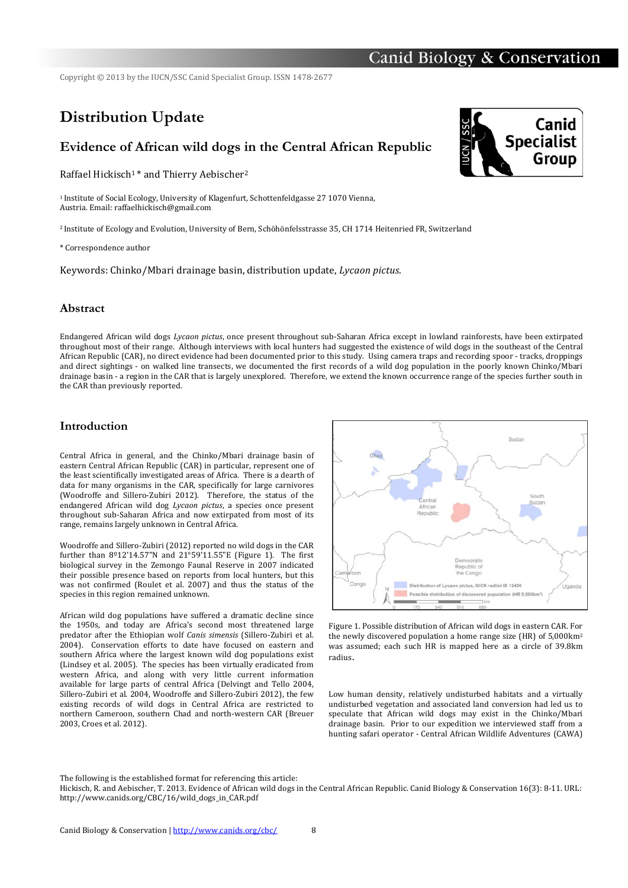Copyright © 2013 by the IUCN/SSC Canid Specialist Group. ISSN 1478-2677

# Distribution Update

## Evidence of African wild dogs in the Central African Republic

Raffael Hickisch[1] * and Thierry Aebischer[2]

[1] Institute of Social Ecology, University of Klagenfurt, Schottenfeldgasse 27 1070 Vienna, Austria. Email: raffaelhickisch@gmail.com

[2] Institute of Ecology and Evolution, University of Bern, Schöhönfelsstrasse 35, CH 1714 Heitenried FR, Switzerland

\* Correspondence author

Keywords: Chinko/Mbari drainage basin, distribution update, *Lycaon pictus*.

## Abstract

Endangered African wild dogs *Lycaon pictus*, once present throughout sub-Saharan Africa except in lowland rainforests, have been extirpated throughout most of their range. Although interviews with local hunters had suggested the existence of wild dogs in the southeast of the Central African Republic (CAR), no direct evidence had been documented prior to this study. Using camera traps and recording spoor - tracks, droppings and direct sightings - on walked line transects, we documented the first records of a wild dog population in the poorly known Chinko/Mbari drainage basin - a region in the CAR that is largely unexplored. Therefore, we extend the known occurrence range of the species further south in the CAR than previously reported.

## Introduction

Central Africa in general, and the Chinko/Mbari drainage basin of eastern Central African Republic (CAR) in particular, represent one of the least scientifically investigated areas of Africa. There is a dearth of data for many organisms in the CAR, specifically for large carnivores (Woodroffe and Sillero-Zubiri 2012). Therefore, the status of the endangered African wild dog *Lycaon pictus*, a species once present throughout sub-Saharan Africa and now extirpated from most of its range, remains largely unknown in Central Africa.

Woodroffe and Sillero-Zubiri (2012) reported no wild dogs in the CAR further than 8º12'14.57"N and 21°59'11.55"E (Figure 1). The first biological survey in the Zemongo Faunal Reserve in 2007 indicated their possible presence based on reports from local hunters, but this was not confirmed (Roulet et al. 2007) and thus the status of the species in this region remained unknown.

African wild dog populations have suffered a dramatic decline since the 1950s, and today are Africa's second most threatened large predator after the Ethiopian wolf *Canis simensis* (Sillero-Zubiri et al. 2004). Conservation efforts to date have focused on eastern and southern Africa where the largest known wild dog populations exist (Lindsey et al. 2005). The species has been virtually eradicated from western Africa, and along with very little current information available for large parts of central Africa (Delvingt and Tello 2004, Sillero-Zubiri et al. 2004, Woodroffe and Sillero-Zubiri 2012), the few existing records of wild dogs in Central Africa are restricted to northern Cameroon, southern Chad and north-western CAR (Breuer 2003, Croes et al. 2012).

Figure 1. Possible distribution of African wild dogs in eastern CAR. For the newly discovered population a home range size (HR) of 5,000km² was assumed; each such HR is mapped here as a circle of 39.8km radius.

Low human density, relatively undisturbed habitats and a virtually undisturbed vegetation and associated land conversion had led us to speculate that African wild dogs may exist in the Chinko/Mbari drainage basin. Prior to our expedition we interviewed staff from a hunting safari operator - Central African Wildlife Adventures (CAWA)

The following is the established format for referencing this article:
Hickisch, R. and Aebischer, T. 2013. Evidence of African wild dogs in the Central African Republic. Canid Biology & Conservation 16(3): 8-11. URL: http://www.canids.org/CBC/16/wild_dogs_in_CAR.pdf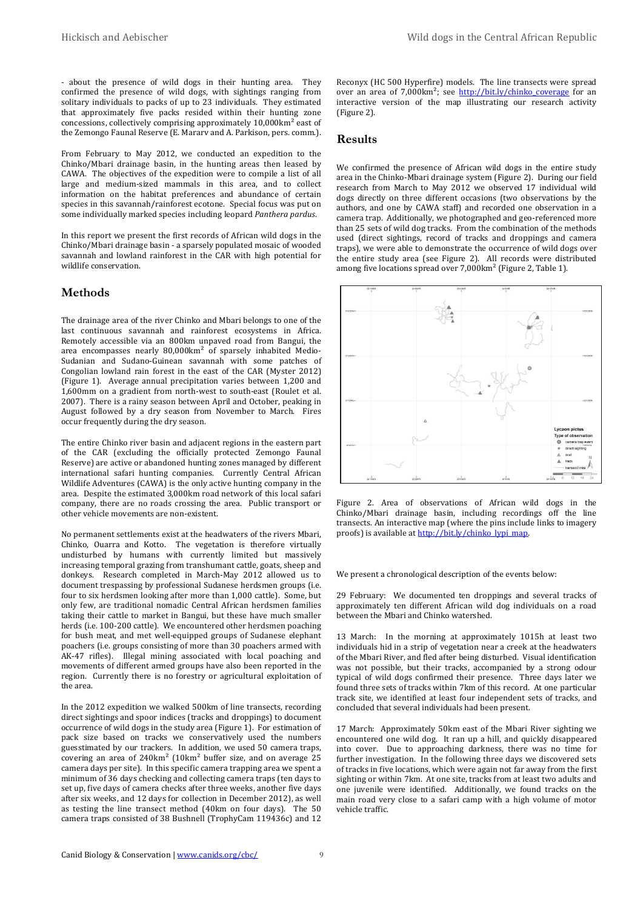- about the presence of wild dogs in their hunting area. They confirmed the presence of wild dogs, with sightings ranging from solitary individuals to packs of up to 23 individuals. They estimated that approximately five packs resided within their hunting zone concessions, collectively comprising approximately 10,000km² east of the Zemongo Faunal Reserve (E. Mararv and A. Parkison, pers. comm.).

From February to May 2012, we conducted an expedition to the Chinko/Mbari drainage basin, in the hunting areas then leased by CAWA. The objectives of the expedition were to compile a list of all large and medium-sized mammals in this area, and to collect information on the habitat preferences and abundance of certain species in this savannah/rainforest ecotone. Special focus was put on some individually marked species including leopard *Panthera pardus*.

In this report we present the first records of African wild dogs in the Chinko/Mbari drainage basin - a sparsely populated mosaic of wooded savannah and lowland rainforest in the CAR with high potential for wildlife conservation.

## Methods

The drainage area of the river Chinko and Mbari belongs to one of the last continuous savannah and rainforest ecosystems in Africa. Remotely accessible via an 800km unpaved road from Bangui, the area encompasses nearly 80,000km² of sparsely inhabited Medio-Sudanian and Sudano-Guinean savannah with some patches of Congolian lowland rain forest in the east of the CAR (Myster 2012) (Figure 1). Average annual precipitation varies between 1,200 and 1,600mm on a gradient from north-west to south-east (Roulet et al. 2007). There is a rainy season between April and October, peaking in August followed by a dry season from November to March. Fires occur frequently during the dry season.

The entire Chinko river basin and adjacent regions in the eastern part of the CAR (excluding the officially protected Zemongo Faunal Reserve) are active or abandoned hunting zones managed by different international safari hunting companies. Currently Central African Wildlife Adventures (CAWA) is the only active hunting company in the area. Despite the estimated 3,000km road network of this local safari company, there are no roads crossing the area. Public transport or other vehicle movements are non-existent.

No permanent settlements exist at the headwaters of the rivers Mbari, Chinko, Ouarra and Kotto. The vegetation is therefore virtually undisturbed by humans with currently limited but massively increasing temporal grazing from transhumant cattle, goats, sheep and donkeys. Research completed in March-May 2012 allowed us to document trespassing by professional Sudanese herdsmen groups (i.e. four to six herdsmen looking after more than 1,000 cattle). Some, but only few, are traditional nomadic Central African herdsmen families taking their cattle to market in Bangui, but these have much smaller herds (i.e. 100-200 cattle). We encountered other herdsmen poaching for bush meat, and met well-equipped groups of Sudanese elephant poachers (i.e. groups consisting of more than 30 poachers armed with AK-47 rifles). Illegal mining associated with local poaching and movements of different armed groups have also been reported in the region. Currently there is no forestry or agricultural exploitation of the area.

In the 2012 expedition we walked 500km of line transects, recording direct sightings and spoor indices (tracks and droppings) to document occurrence of wild dogs in the study area (Figure 1). For estimation of pack size based on tracks we conservatively used the numbers guesstimated by our trackers. In addition, we used 50 camera traps, covering an area of 240km² (10km² buffer size, and on average 25 camera days per site). In this specific camera trapping area we spent a minimum of 36 days checking and collecting camera traps (ten days to set up, five days of camera checks after three weeks, another five days after six weeks, and 12 days for collection in December 2012), as well as testing the line transect method (40km on four days). The 50 camera traps consisted of 38 Bushnell (TrophyCam 119436c) and 12 Reconyx (HC 500 Hyperfire) models. The line transects were spread over an area of 7,000km²; see http://bit.ly/chinko_coverage for an interactive version of the map illustrating our research activity (Figure 2).

## Results

We confirmed the presence of African wild dogs in the entire study area in the Chinko-Mbari drainage system (Figure 2). During our field research from March to May 2012 we observed 17 individual wild dogs directly on three different occasions (two observations by the authors, and one by CAWA staff) and recorded one observation in a camera trap. Additionally, we photographed and geo-referenced more than 25 sets of wild dog tracks. From the combination of the methods used (direct sightings, record of tracks and droppings and camera traps), we were able to demonstrate the occurrence of wild dogs over the entire study area (see Figure 2). All records were distributed among five locations spread over 7,000km² (Figure 2, Table 1).

Figure 2. Area of observations of African wild dogs in the Chinko/Mbari drainage basin, including recordings off the line transects. An interactive map (where the pins include links to imagery proofs) is available at http://bit.ly/chinko_lypi_map.

We present a chronological description of the events below:

29 February: We documented ten droppings and several tracks of approximately ten different African wild dog individuals on a road between the Mbari and Chinko watershed.

13 March: In the morning at approximately 1015h at least two individuals hid in a strip of vegetation near a creek at the headwaters of the Mbari River, and fled after being disturbed. Visual identification was not possible, but their tracks, accompanied by a strong odour typical of wild dogs confirmed their presence. Three days later we found three sets of tracks within 7km of this record. At one particular track site, we identified at least four independent sets of tracks, and concluded that several individuals had been present.

17 March: Approximately 50km east of the Mbari River sighting we encountered one wild dog. It ran up a hill, and quickly disappeared into cover. Due to approaching darkness, there was no time for further investigation. In the following three days we discovered sets of tracks in five locations, which were again not far away from the first sighting or within 7km. At one site, tracks from at least two adults and one juvenile were identified. Additionally, we found tracks on the main road very close to a safari camp with a high volume of motor vehicle traffic.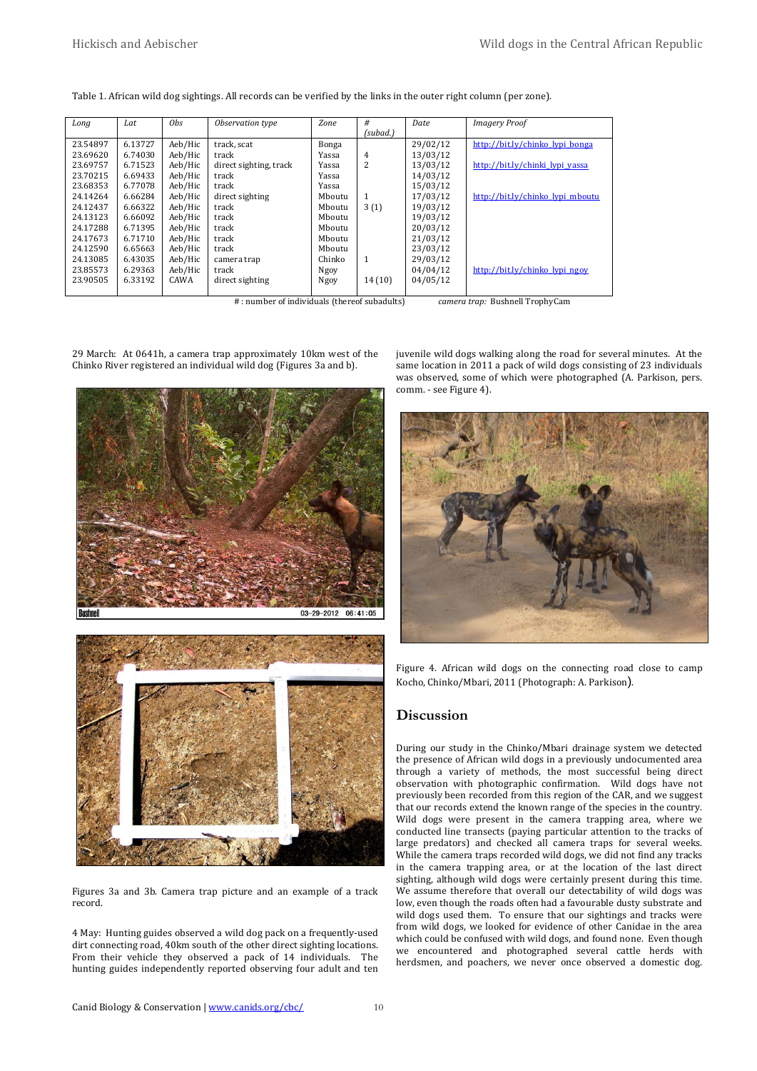Table 1. African wild dog sightings. All records can be verified by the links in the outer right column (per zone).

| Long | Lat | Obs | Observation type | Zone | # (subad.) | Date | Imagery Proof |
|---|---|---|---|---|---|---|---|
| 23.54897 | 6.13727 | Aeb/Hic | track, scat | Bonga | | 29/02/12 | http://bit.ly/chinko_lypi_bonga |
| 23.69620 | 6.74030 | Aeb/Hic | track | Yassa | 4 | 13/03/12 | |
| 23.69757 | 6.71523 | Aeb/Hic | direct sighting, track | Yassa | 2 | 13/03/12 | http://bit.ly/chinki_lypi_yassa |
| 23.70215 | 6.69433 | Aeb/Hic | track | Yassa | | 14/03/12 | |
| 23.68353 | 6.77078 | Aeb/Hic | track | Yassa | | 15/03/12 | |
| 24.14264 | 6.66284 | Aeb/Hic | direct sighting | Mboutu | 1 | 17/03/12 | http://bit.ly/chinko_lypi_mboutu |
| 24.12437 | 6.66322 | Aeb/Hic | track | Mboutu | 3 (1) | 19/03/12 | |
| 24.13123 | 6.66092 | Aeb/Hic | track | Mboutu | | 19/03/12 | |
| 24.17288 | 6.71395 | Aeb/Hic | track | Mboutu | | 20/03/12 | |
| 24.17673 | 6.71710 | Aeb/Hic | track | Mboutu | | 21/03/12 | |
| 24.12590 | 6.65663 | Aeb/Hic | track | Mboutu | | 23/03/12 | |
| 24.13085 | 6.43035 | Aeb/Hic | camera trap | Chinko | 1 | 29/03/12 | |
| 23.85573 | 6.29363 | Aeb/Hic | track | Ngoy | | 04/04/12 | http://bit.ly/chinko_lypi_ngoy |
| 23.90505 | 6.33192 | CAWA | direct sighting | Ngoy | 14 (10) | 04/05/12 | |

# : number of individuals (thereof subadults) *camera trap:* Bushnell TrophyCam

29 March: At 0641h, a camera trap approximately 10km west of the Chinko River registered an individual wild dog (Figures 3a and b).

Figures 3a and 3b. Camera trap picture and an example of a track record.

4 May: Hunting guides observed a wild dog pack on a frequently-used dirt connecting road, 40km south of the other direct sighting locations. From their vehicle they observed a pack of 14 individuals. The hunting guides independently reported observing four adult and ten juvenile wild dogs walking along the road for several minutes. At the same location in 2011 a pack of wild dogs consisting of 23 individuals was observed, some of which were photographed (A. Parkison, pers. comm. - see Figure 4).

Figure 4. African wild dogs on the connecting road close to camp Kocho, Chinko/Mbari, 2011 (Photograph: A. Parkison).

## Discussion

During our study in the Chinko/Mbari drainage system we detected the presence of African wild dogs in a previously undocumented area through a variety of methods, the most successful being direct observation with photographic confirmation. Wild dogs have not previously been recorded from this region of the CAR, and we suggest that our records extend the known range of the species in the country. Wild dogs were present in the camera trapping area, where we conducted line transects (paying particular attention to the tracks of large predators) and checked all camera traps for several weeks. While the camera traps recorded wild dogs, we did not find any tracks in the camera trapping area, or at the location of the last direct sighting, although wild dogs were certainly present during this time. We assume therefore that overall our detectability of wild dogs was low, even though the roads often had a favourable dusty substrate and wild dogs used them. To ensure that our sightings and tracks were from wild dogs, we looked for evidence of other Canidae in the area which could be confused with wild dogs, and found none. Even though we encountered and photographed several cattle herds with herdsmen, and poachers, we never once observed a domestic dog.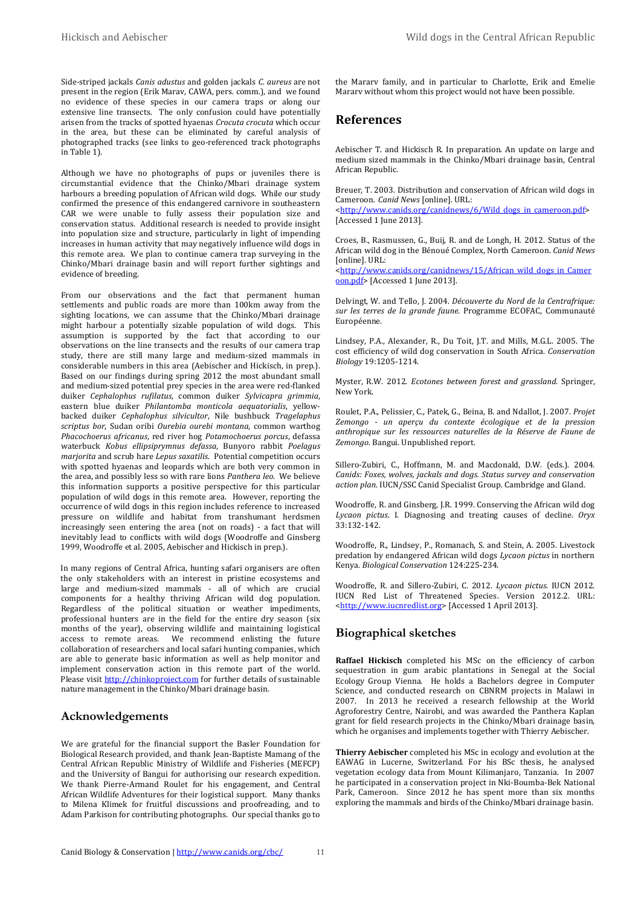Side-striped jackals *Canis adustus* and golden jackals *C. aureus* are not present in the region (Erik Marav, CAWA, pers. comm.), and we found no evidence of these species in our camera traps or along our extensive line transects. The only confusion could have potentially arisen from the tracks of spotted hyaenas *Crocuta crocuta* which occur in the area, but these can be eliminated by careful analysis of photographed tracks (see links to geo-referenced track photographs in Table 1).

Although we have no photographs of pups or juveniles there is circumstantial evidence that the Chinko/Mbari drainage system harbours a breeding population of African wild dogs. While our study confirmed the presence of this endangered carnivore in southeastern CAR we were unable to fully assess their population size and conservation status. Additional research is needed to provide insight into population size and structure, particularly in light of impending increases in human activity that may negatively influence wild dogs in this remote area. We plan to continue camera trap surveying in the Chinko/Mbari drainage basin and will report further sightings and evidence of breeding.

From our observations and the fact that permanent human settlements and public roads are more than 100km away from the sighting locations, we can assume that the Chinko/Mbari drainage might harbour a potentially sizable population of wild dogs. This assumption is supported by the fact that according to our observations on the line transects and the results of our camera trap study, there are still many large and medium-sized mammals in considerable numbers in this area (Aebischer and Hickisch, in prep.). Based on our findings during spring 2012 the most abundant small and medium-sized potential prey species in the area were red-flanked duiker *Cephalophus rufilatus*, common duiker *Sylvicapra grimmia*, eastern blue duiker *Philantomba monticola aequatorialis*, yellow-backed duiker *Cephalophus silvicultor*, Nile bushbuck *Tragelaphus scriptus bor*, Sudan oribi *Ourebia ourebi montana*, common warthog *Phacochoerus africanus*, red river hog *Potamochoerus porcus*, defassa waterbuck *Kobus ellipsiprymnus defassa*, Bunyoro rabbit *Poelagus marjorita* and scrub hare *Lepus saxatilis*. Potential competition occurs with spotted hyaenas and leopards which are both very common in the area, and possibly less so with rare lions *Panthera leo*. We believe this information supports a positive perspective for this particular population of wild dogs in this remote area. However, reporting the occurrence of wild dogs in this region includes reference to increased pressure on wildlife and habitat from transhumant herdsmen increasingly seen entering the area (not on roads) - a fact that will inevitably lead to conflicts with wild dogs (Woodroffe and Ginsberg 1999, Woodroffe et al. 2005, Aebischer and Hickisch in prep.).

In many regions of Central Africa, hunting safari organisers are often the only stakeholders with an interest in pristine ecosystems and large and medium-sized mammals - all of which are crucial components for a healthy thriving African wild dog population. Regardless of the political situation or weather impediments, professional hunters are in the field for the entire dry season (six months of the year), observing wildlife and maintaining logistical access to remote areas. We recommend enlisting the future collaboration of researchers and local safari hunting companies, which are able to generate basic information as well as help monitor and implement conservation action in this remote part of the world. Please visit http://chinkoproject.com for further details of sustainable nature management in the Chinko/Mbari drainage basin.

## Acknowledgements

We are grateful for the financial support the Basler Foundation for Biological Research provided, and thank Jean-Baptiste Mamang of the Central African Republic Ministry of Wildlife and Fisheries (MEFCP) and the University of Bangui for authorising our research expedition. We thank Pierre-Armand Roulet for his engagement, and Central African Wildlife Adventures for their logistical support. Many thanks to Milena Klimek for fruitful discussions and proofreading, and to Adam Parkison for contributing photographs. Our special thanks go to the Mararv family, and in particular to Charlotte, Erik and Emelie Mararv without whom this project would not have been possible.

## References

Aebischer T. and Hickisch R. In preparation. An update on large and medium sized mammals in the Chinko/Mbari drainage basin, Central African Republic.

Breuer, T. 2003. Distribution and conservation of African wild dogs in Cameroon. *Canid News* [online]. URL: <http://www.canids.org/canidnews/6/Wild_dogs_in_cameroon.pdf> [Accessed 1 June 2013].

Croes, B., Rasmussen, G., Buij, R. and de Longh, H. 2012. Status of the African wild dog in the Bénoué Complex, North Cameroon. *Canid News* [online]. URL: <http://www.canids.org/canidnews/15/African_wild_dogs_in_Cameroon.pdf> [Accessed 1 June 2013].

Delvingt, W. and Tello, J. 2004. *Découverte du Nord de la Centrafrique: sur les terres de la grande faune.* Programme ECOFAC, Communauté Européenne.

Lindsey, P.A., Alexander, R., Du Toit, J.T. and Mills, M.G.L. 2005. The cost efficiency of wild dog conservation in South Africa. *Conservation Biology* 19:1205-1214.

Myster, R.W. 2012. *Ecotones between forest and grassland.* Springer, New York.

Roulet, P.A., Pelissier, C., Patek, G., Beina, B. and Ndallot, J. 2007. *Projet Zemongo - un aperçu du contexte écologique et de la pression anthropique sur les ressources naturelles de la Réserve de Faune de Zemongo*. Bangui. Unpublished report.

Sillero-Zubiri, C., Hoffmann, M. and Macdonald, D.W. (eds.). 2004. *Canids: Foxes, wolves, jackals and dogs. Status survey and conservation action plan.* IUCN/SSC Canid Specialist Group. Cambridge and Gland.

Woodroffe, R. and Ginsberg, J.R. 1999. Conserving the African wild dog *Lycaon pictus*. I. Diagnosing and treating causes of decline. *Oryx* 33:132-142.

Woodroffe, R., Lindsey, P., Romanach, S. and Stein, A. 2005. Livestock predation by endangered African wild dogs *Lycaon pictus* in northern Kenya. *Biological Conservation* 124:225-234.

Woodroffe, R. and Sillero-Zubiri, C. 2012. *Lycaon pictus*. IUCN 2012. IUCN Red List of Threatened Species. Version 2012.2. URL: <http://www.iucnredlist.org> [Accessed 1 April 2013].

## Biographical sketches

**Raffael Hickisch** completed his MSc on the efficiency of carbon sequestration in gum arabic plantations in Senegal at the Social Ecology Group Vienna. He holds a Bachelors degree in Computer Science, and conducted research on CBNRM projects in Malawi in 2007. In 2013 he received a research fellowship at the World Agroforestry Centre, Nairobi, and was awarded the Panthera Kaplan grant for field research projects in the Chinko/Mbari drainage basin, which he organises and implements together with Thierry Aebischer.

**Thierry Aebischer** completed his MSc in ecology and evolution at the EAWAG in Lucerne, Switzerland. For his BSc thesis, he analysed vegetation ecology data from Mount Kilimanjaro, Tanzania. In 2007 he participated in a conservation project in Nki-Boumba-Bek National Park, Cameroon. Since 2012 he has spent more than six months exploring the mammals and birds of the Chinko/Mbari drainage basin.